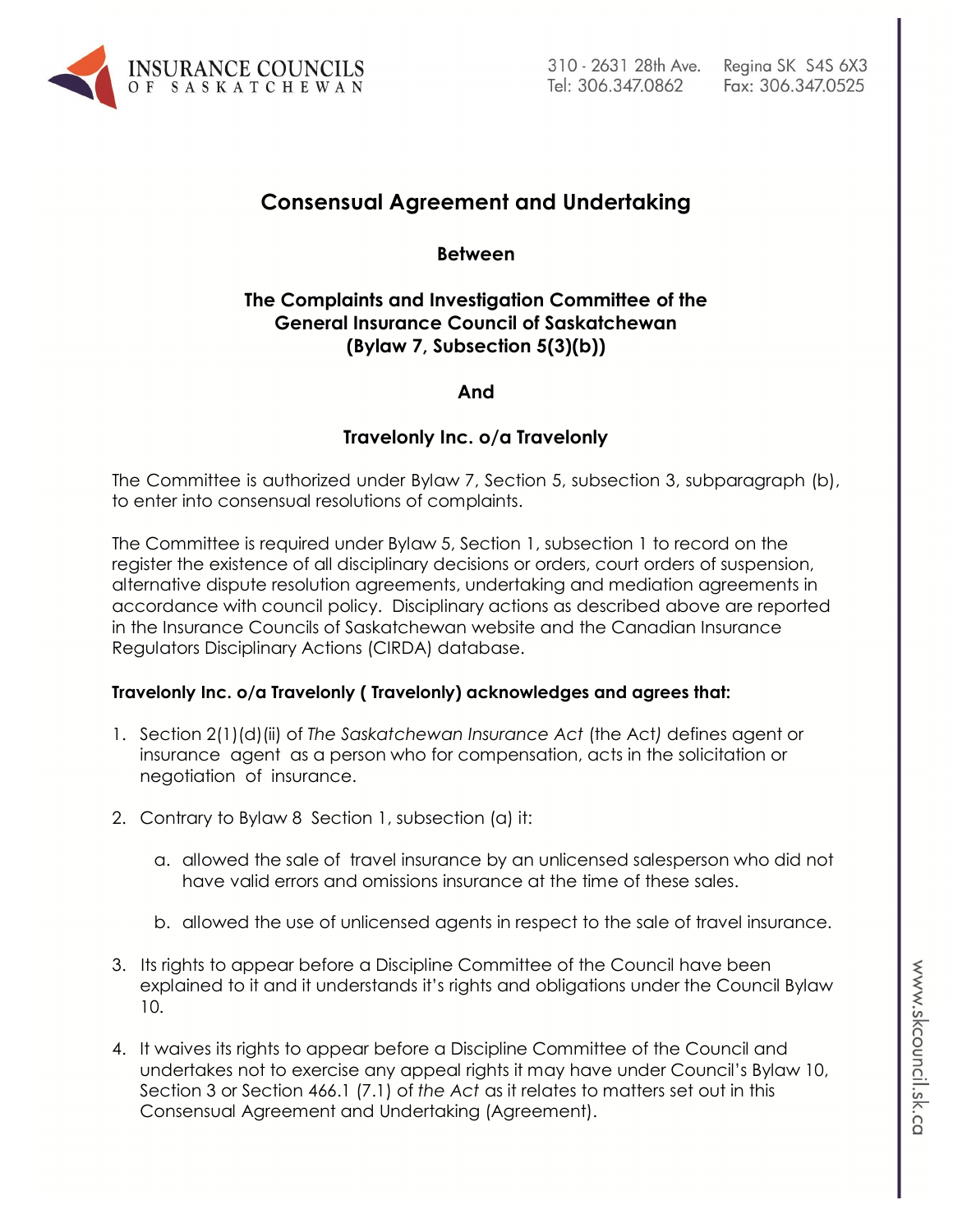# Consensual Agreement and Undertaking

**Between**

**The Complaints and Investigation Committee of the General Insurance Council of Saskatchewan (Bylaw 7, Subsection 5(3)(b))**

**And**

**Travelonly Inc. o/a Travelonly**

The Committee is authorized under Bylaw 7, Section 5, subsection 3, subparagraph (b), to enter into consensual resolutions of complaints.

The Committee is required under Bylaw 5, Section 1, subsection 1 to record on the register the existence of all disciplinary decisions or orders, court orders of suspension, alternative dispute resolution agreements, undertaking and mediation agreements in accordance with council policy. Disciplinary actions as described above are reported in the Insurance Councils of Saskatchewan website and the Canadian Insurance Regulators Disciplinary Actions (CIRDA) database.

**Travelonly Inc. o/a Travelonly ( Travelonly) acknowledges and agrees that:**

1. Section 2(1)(d)(ii) of *The Saskatchewan Insurance Act* (the Act) defines agent or insurance agent as a person who for compensation, acts in the solicitation or negotiation of insurance.

2. Contrary to Bylaw 8 Section 1, subsection (a) it:

   a. allowed the sale of travel insurance by an unlicensed salesperson who did not have valid errors and omissions insurance at the time of these sales.

   b. allowed the use of unlicensed agents in respect to the sale of travel insurance.

3. Its rights to appear before a Discipline Committee of the Council have been explained to it and it understands it's rights and obligations under the Council Bylaw 10.

4. It waives its rights to appear before a Discipline Committee of the Council and undertakes not to exercise any appeal rights it may have under Council's Bylaw 10, Section 3 or Section 466.1 (7.1) of *the Act* as it relates to matters set out in this Consensual Agreement and Undertaking (Agreement).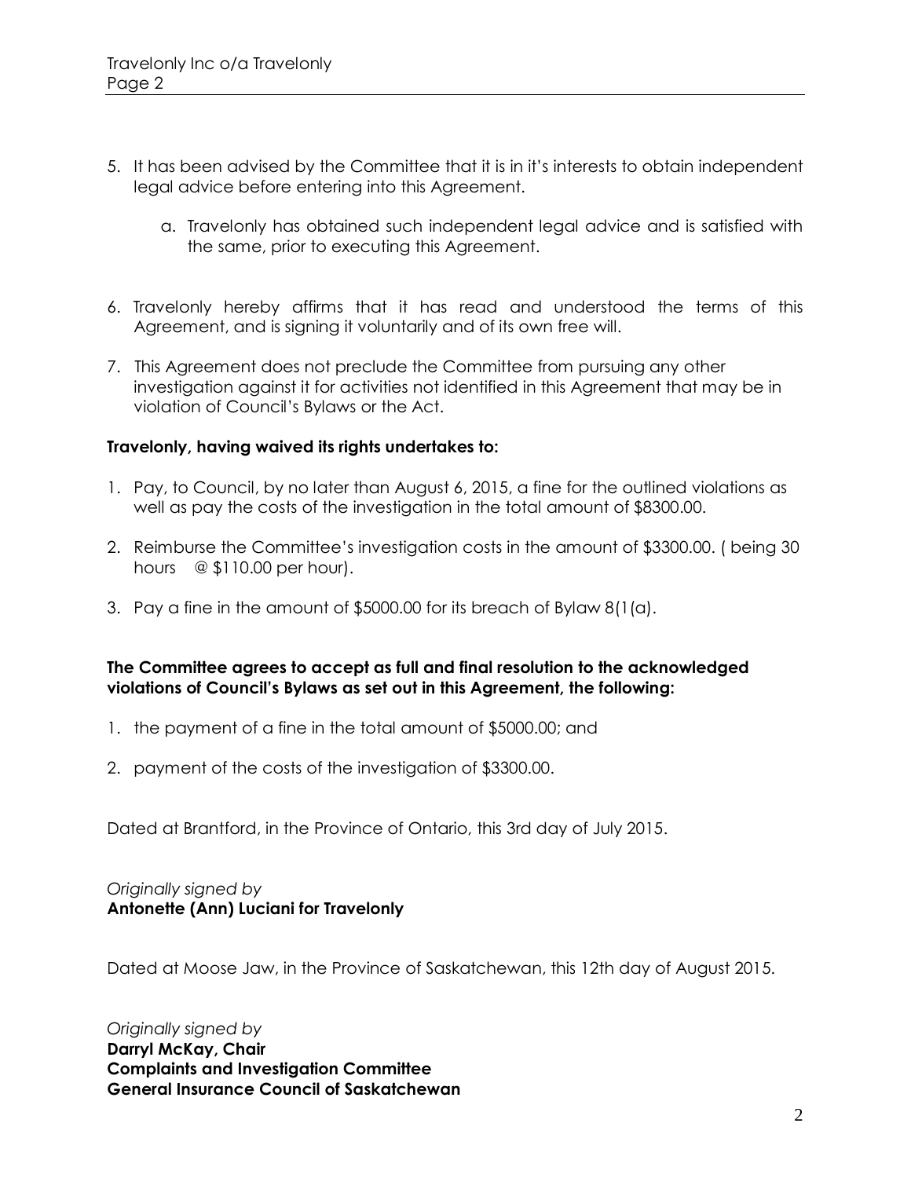5. It has been advised by the Committee that it is in it's interests to obtain independent legal advice before entering into this Agreement.

   a. Travelonly has obtained such independent legal advice and is satisfied with the same, prior to executing this Agreement.

6. Travelonly hereby affirms that it has read and understood the terms of this Agreement, and is signing it voluntarily and of its own free will.

7. This Agreement does not preclude the Committee from pursuing any other investigation against it for activities not identified in this Agreement that may be in violation of Council's Bylaws or the Act.

**Travelonly, having waived its rights undertakes to:**

1. Pay, to Council, by no later than August 6, 2015, a fine for the outlined violations as well as pay the costs of the investigation in the total amount of $8300.00.

2. Reimburse the Committee's investigation costs in the amount of $3300.00. ( being 30 hours @ $110.00 per hour).

3. Pay a fine in the amount of $5000.00 for its breach of Bylaw 8(1(a).

**The Committee agrees to accept as full and final resolution to the acknowledged violations of Council's Bylaws as set out in this Agreement, the following:**

1. the payment of a fine in the total amount of $5000.00; and

2. payment of the costs of the investigation of $3300.00.

Dated at Brantford, in the Province of Ontario, this 3rd day of July 2015.

*Originally signed by*
**Antonette (Ann) Luciani for Travelonly**

Dated at Moose Jaw, in the Province of Saskatchewan, this 12th day of August 2015.

*Originally signed by*
**Darryl McKay, Chair**
**Complaints and Investigation Committee**
**General Insurance Council of Saskatchewan**